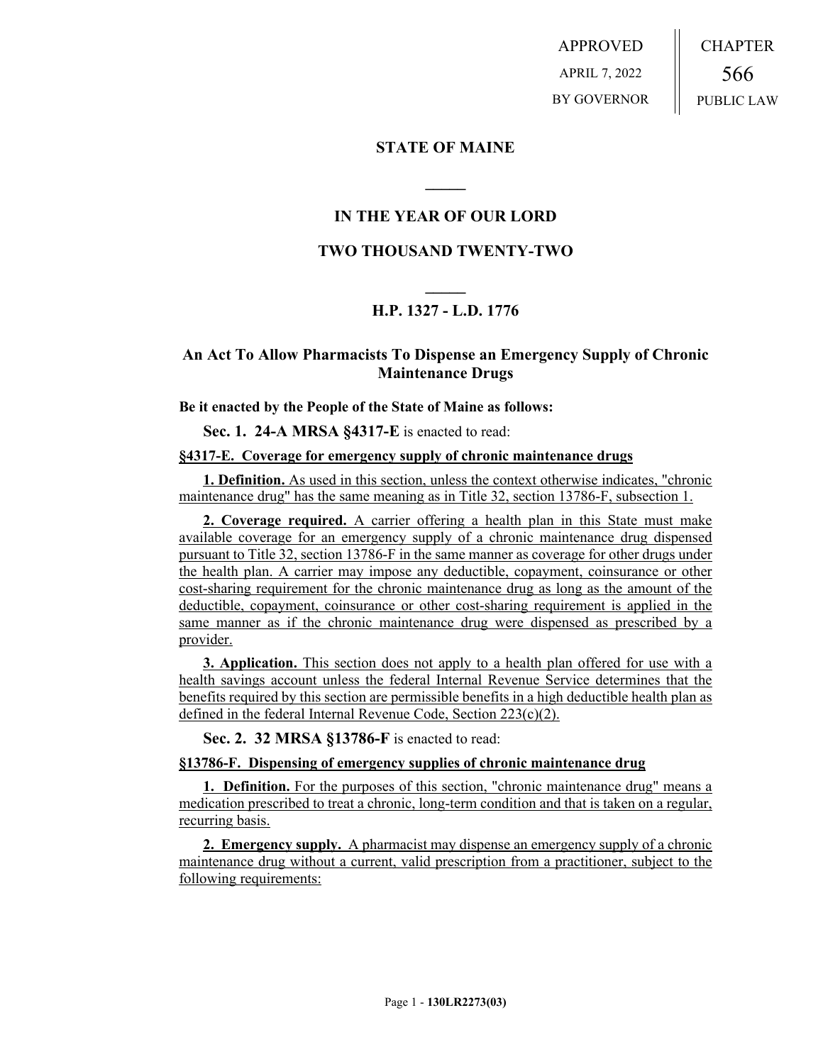APPROVED
APRIL 7, 2022
BY GOVERNOR

CHAPTER
566
PUBLIC LAW

# STATE OF MAINE

## IN THE YEAR OF OUR LORD

## TWO THOUSAND TWENTY-TWO

## H.P. 1327 - L.D. 1776

## An Act To Allow Pharmacists To Dispense an Emergency Supply of Chronic Maintenance Drugs

**Be it enacted by the People of the State of Maine as follows:**

**Sec. 1. 24-A MRSA §4317-E** is enacted to read:

**§4317-E. Coverage for emergency supply of chronic maintenance drugs**

**1. Definition.** As used in this section, unless the context otherwise indicates, "chronic maintenance drug" has the same meaning as in Title 32, section 13786-F, subsection 1.

**2. Coverage required.** A carrier offering a health plan in this State must make available coverage for an emergency supply of a chronic maintenance drug dispensed pursuant to Title 32, section 13786-F in the same manner as coverage for other drugs under the health plan. A carrier may impose any deductible, copayment, coinsurance or other cost-sharing requirement for the chronic maintenance drug as long as the amount of the deductible, copayment, coinsurance or other cost-sharing requirement is applied in the same manner as if the chronic maintenance drug were dispensed as prescribed by a provider.

**3. Application.** This section does not apply to a health plan offered for use with a health savings account unless the federal Internal Revenue Service determines that the benefits required by this section are permissible benefits in a high deductible health plan as defined in the federal Internal Revenue Code, Section 223(c)(2).

**Sec. 2. 32 MRSA §13786-F** is enacted to read:

**§13786-F. Dispensing of emergency supplies of chronic maintenance drug**

**1. Definition.** For the purposes of this section, "chronic maintenance drug" means a medication prescribed to treat a chronic, long-term condition and that is taken on a regular, recurring basis.

**2. Emergency supply.** A pharmacist may dispense an emergency supply of a chronic maintenance drug without a current, valid prescription from a practitioner, subject to the following requirements: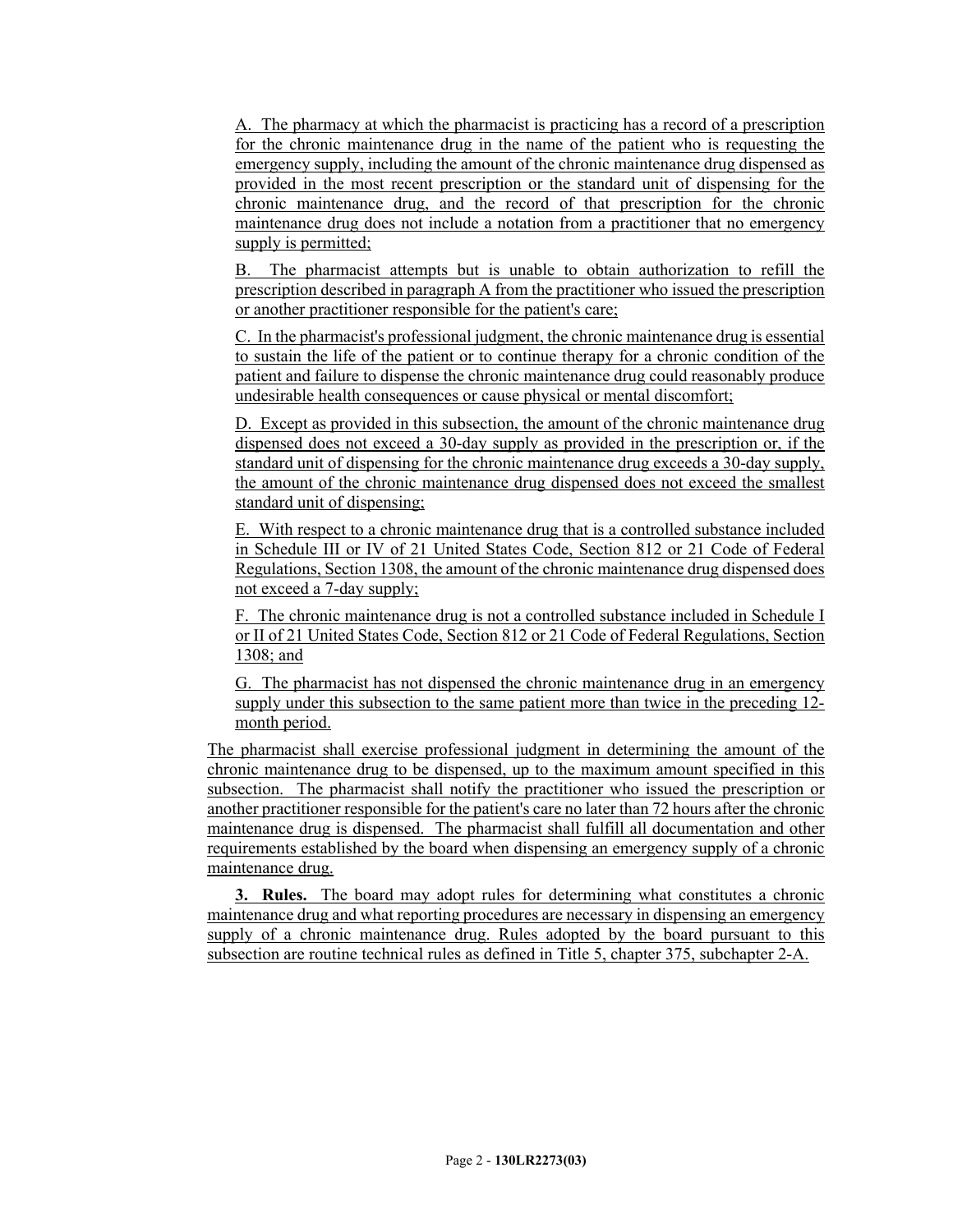A. The pharmacy at which the pharmacist is practicing has a record of a prescription for the chronic maintenance drug in the name of the patient who is requesting the emergency supply, including the amount of the chronic maintenance drug dispensed as provided in the most recent prescription or the standard unit of dispensing for the chronic maintenance drug, and the record of that prescription for the chronic maintenance drug does not include a notation from a practitioner that no emergency supply is permitted;

B. The pharmacist attempts but is unable to obtain authorization to refill the prescription described in paragraph A from the practitioner who issued the prescription or another practitioner responsible for the patient's care;

C. In the pharmacist's professional judgment, the chronic maintenance drug is essential to sustain the life of the patient or to continue therapy for a chronic condition of the patient and failure to dispense the chronic maintenance drug could reasonably produce undesirable health consequences or cause physical or mental discomfort;

D. Except as provided in this subsection, the amount of the chronic maintenance drug dispensed does not exceed a 30-day supply as provided in the prescription or, if the standard unit of dispensing for the chronic maintenance drug exceeds a 30-day supply, the amount of the chronic maintenance drug dispensed does not exceed the smallest standard unit of dispensing;

E. With respect to a chronic maintenance drug that is a controlled substance included in Schedule III or IV of 21 United States Code, Section 812 or 21 Code of Federal Regulations, Section 1308, the amount of the chronic maintenance drug dispensed does not exceed a 7-day supply;

F. The chronic maintenance drug is not a controlled substance included in Schedule I or II of 21 United States Code, Section 812 or 21 Code of Federal Regulations, Section 1308; and

G. The pharmacist has not dispensed the chronic maintenance drug in an emergency supply under this subsection to the same patient more than twice in the preceding 12-month period.

The pharmacist shall exercise professional judgment in determining the amount of the chronic maintenance drug to be dispensed, up to the maximum amount specified in this subsection. The pharmacist shall notify the practitioner who issued the prescription or another practitioner responsible for the patient's care no later than 72 hours after the chronic maintenance drug is dispensed. The pharmacist shall fulfill all documentation and other requirements established by the board when dispensing an emergency supply of a chronic maintenance drug.

**3. Rules.** The board may adopt rules for determining what constitutes a chronic maintenance drug and what reporting procedures are necessary in dispensing an emergency supply of a chronic maintenance drug. Rules adopted by the board pursuant to this subsection are routine technical rules as defined in Title 5, chapter 375, subchapter 2-A.